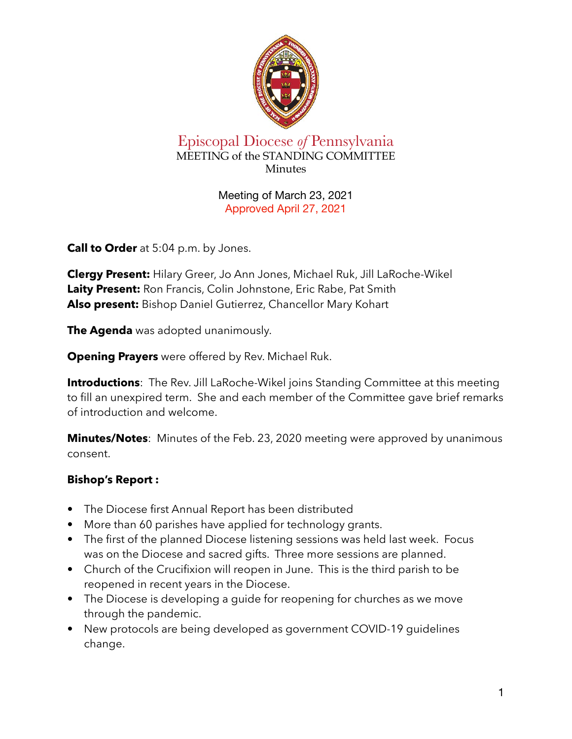# Episcopal Diocese *of* Pennsylvania

MEETING of the STANDING COMMITTEE

Minutes

Meeting of March 23, 2021

Approved April 27, 2021

**Call to Order** at 5:04 p.m. by Jones.

**Clergy Present:** Hilary Greer, Jo Ann Jones, Michael Ruk, Jill LaRoche-Wikel
**Laity Present:** Ron Francis, Colin Johnstone, Eric Rabe, Pat Smith
**Also present:** Bishop Daniel Gutierrez, Chancellor Mary Kohart

**The Agenda** was adopted unanimously.

**Opening Prayers** were offered by Rev. Michael Ruk.

**Introductions**: The Rev. Jill LaRoche-Wikel joins Standing Committee at this meeting to fill an unexpired term. She and each member of the Committee gave brief remarks of introduction and welcome.

**Minutes/Notes**: Minutes of the Feb. 23, 2020 meeting were approved by unanimous consent.

**Bishop's Report :**

- The Diocese first Annual Report has been distributed
- More than 60 parishes have applied for technology grants.
- The first of the planned Diocese listening sessions was held last week. Focus was on the Diocese and sacred gifts. Three more sessions are planned.
- Church of the Crucifixion will reopen in June. This is the third parish to be reopened in recent years in the Diocese.
- The Diocese is developing a guide for reopening for churches as we move through the pandemic.
- New protocols are being developed as government COVID-19 guidelines change.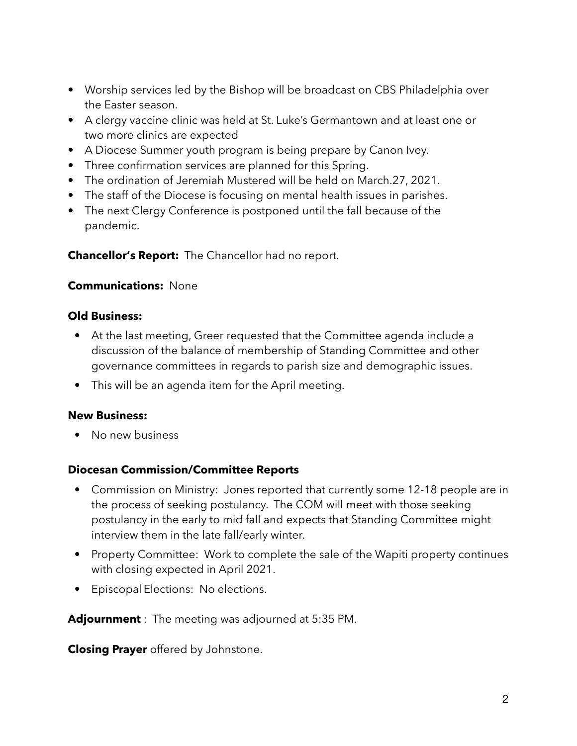- Worship services led by the Bishop will be broadcast on CBS Philadelphia over the Easter season.
- A clergy vaccine clinic was held at St. Luke's Germantown and at least one or two more clinics are expected
- A Diocese Summer youth program is being prepare by Canon Ivey.
- Three confirmation services are planned for this Spring.
- The ordination of Jeremiah Mustered will be held on March.27, 2021.
- The staff of the Diocese is focusing on mental health issues in parishes.
- The next Clergy Conference is postponed until the fall because of the pandemic.

**Chancellor's Report:** The Chancellor had no report.

**Communications:** None

**Old Business:**

- At the last meeting, Greer requested that the Committee agenda include a discussion of the balance of membership of Standing Committee and other governance committees in regards to parish size and demographic issues.
- This will be an agenda item for the April meeting.

**New Business:**

- No new business

**Diocesan Commission/Committee Reports**

- Commission on Ministry: Jones reported that currently some 12-18 people are in the process of seeking postulancy. The COM will meet with those seeking postulancy in the early to mid fall and expects that Standing Committee might interview them in the late fall/early winter.
- Property Committee: Work to complete the sale of the Wapiti property continues with closing expected in April 2021.
- Episcopal Elections: No elections.

**Adjournment** : The meeting was adjourned at 5:35 PM.

**Closing Prayer** offered by Johnstone.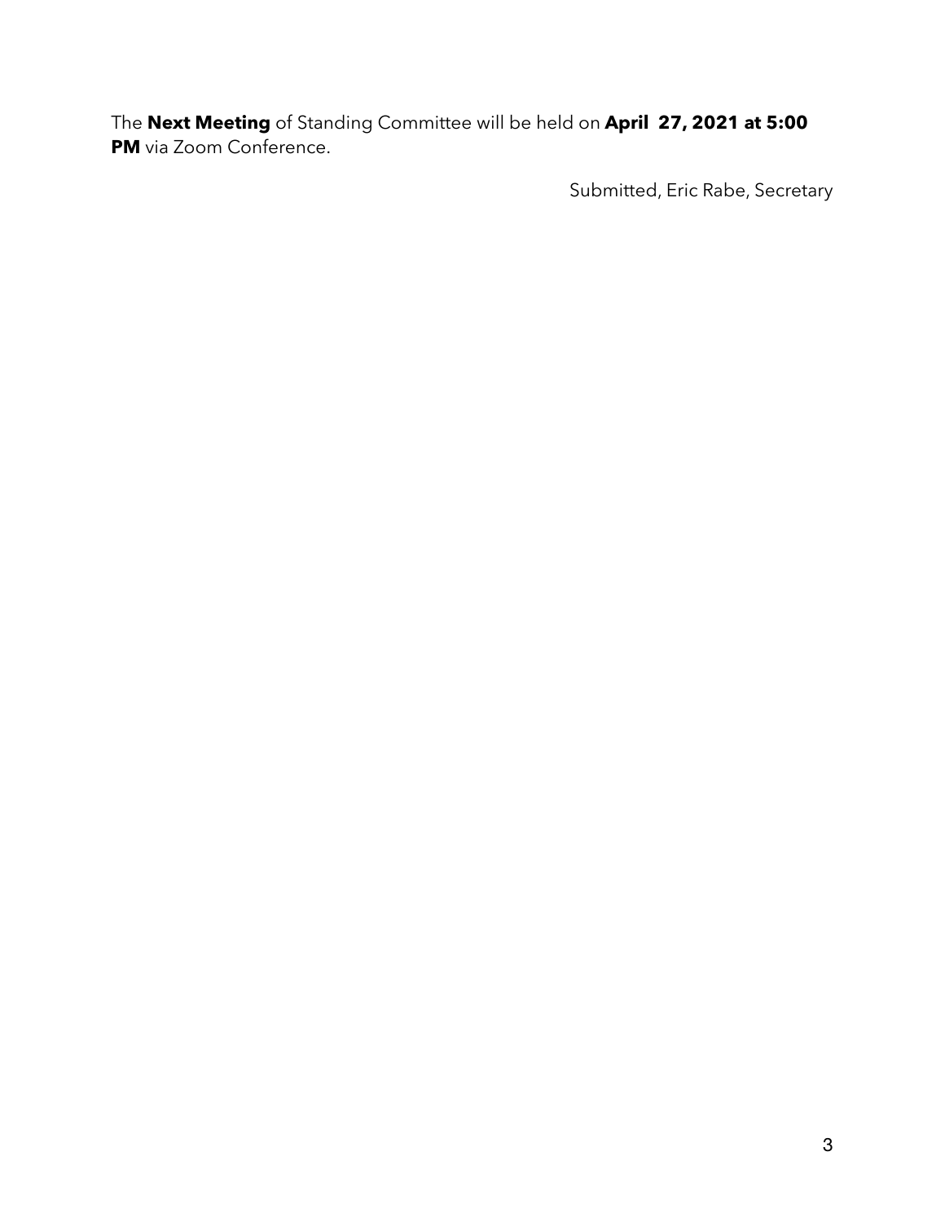The **Next Meeting** of Standing Committee will be held on **April 27, 2021 at 5:00 PM** via Zoom Conference.

Submitted, Eric Rabe, Secretary